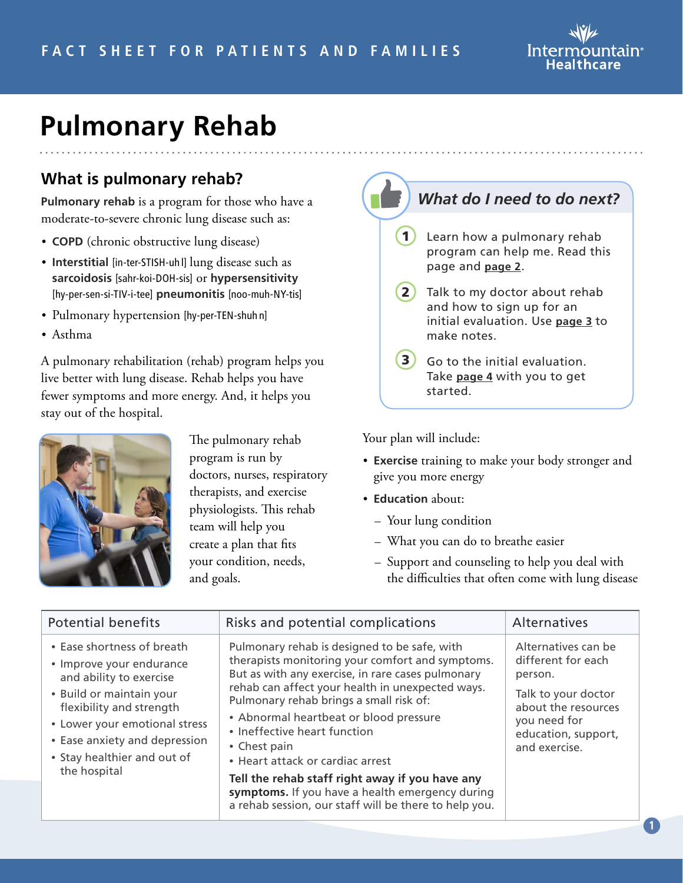FACT SHEET FOR PATIENTS AND FAMILIES

# Pulmonary Rehab

## What is pulmonary rehab?

**Pulmonary rehab** is a program for those who have a moderate-to-severe chronic lung disease such as:

- **COPD** (chronic obstructive lung disease)
- **Interstitial** [in-ter-STISH-uh l] lung disease such as **sarcoidosis** [sahr-koi-DOH-sis] or **hypersensitivity** [hy-per-sen-si-TIV-i-tee] **pneumonitis** [noo-muh-NY-tis]
- Pulmonary hypertension [hy-per-TEN-shuh n]
- Asthma

A pulmonary rehabilitation (rehab) program helps you live better with lung disease. Rehab helps you have fewer symptoms and more energy. And, it helps you stay out of the hospital.

The pulmonary rehab program is run by doctors, nurses, respiratory therapists, and exercise physiologists. This rehab team will help you create a plan that fits your condition, needs, and goals.

### *What do I need to do next?*

1. Learn how a pulmonary rehab program can help me. Read this page and **page 2**.
2. Talk to my doctor about rehab and how to sign up for an initial evaluation. Use **page 3** to make notes.
3. Go to the initial evaluation. Take **page 4** with you to get started.

Your plan will include:

- **Exercise** training to make your body stronger and give you more energy
- **Education** about:
  - Your lung condition
  - What you can do to breathe easier
  - Support and counseling to help you deal with the difficulties that often come with lung disease

| Potential benefits | Risks and potential complications | Alternatives |
|---|---|---|
| • Ease shortness of breath<br>• Improve your endurance and ability to exercise<br>• Build or maintain your flexibility and strength<br>• Lower your emotional stress<br>• Ease anxiety and depression<br>• Stay healthier and out of the hospital | Pulmonary rehab is designed to be safe, with therapists monitoring your comfort and symptoms. But as with any exercise, in rare cases pulmonary rehab can affect your health in unexpected ways. Pulmonary rehab brings a small risk of:<br>• Abnormal heartbeat or blood pressure<br>• Ineffective heart function<br>• Chest pain<br>• Heart attack or cardiac arrest<br>**Tell the rehab staff right away if you have any symptoms.** If you have a health emergency during a rehab session, our staff will be there to help you. | Alternatives can be different for each person.<br>Talk to your doctor about the resources you need for education, support, and exercise. |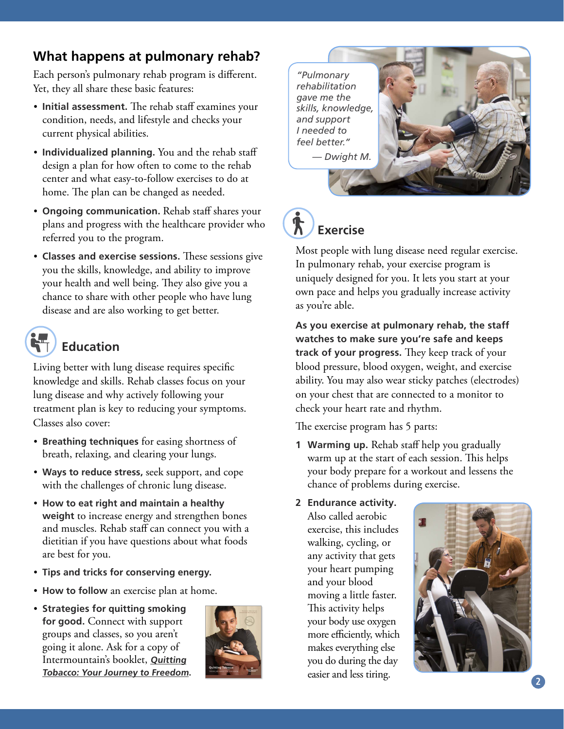## What happens at pulmonary rehab?

Each person's pulmonary rehab program is different. Yet, they all share these basic features:

- **Initial assessment.** The rehab staff examines your condition, needs, and lifestyle and checks your current physical abilities.
- **Individualized planning.** You and the rehab staff design a plan for how often to come to the rehab center and what easy-to-follow exercises to do at home. The plan can be changed as needed.
- **Ongoing communication.** Rehab staff shares your plans and progress with the healthcare provider who referred you to the program.
- **Classes and exercise sessions.** These sessions give you the skills, knowledge, and ability to improve your health and well being. They also give you a chance to share with other people who have lung disease and are also working to get better.

### Education

Living better with lung disease requires specific knowledge and skills. Rehab classes focus on your lung disease and why actively following your treatment plan is key to reducing your symptoms. Classes also cover:

- **Breathing techniques** for easing shortness of breath, relaxing, and clearing your lungs.
- **Ways to reduce stress,** seek support, and cope with the challenges of chronic lung disease.
- **How to eat right and maintain a healthy weight** to increase energy and strengthen bones and muscles. Rehab staff can connect you with a dietitian if you have questions about what foods are best for you.
- **Tips and tricks for conserving energy.**
- **How to follow** an exercise plan at home.
- **Strategies for quitting smoking for good.** Connect with support groups and classes, so you aren't going it alone. Ask for a copy of Intermountain's booklet, ***Quitting Tobacco: Your Journey to Freedom***.

*"Pulmonary rehabilitation gave me the skills, knowledge, and support I needed to feel better."*

*— Dwight M.*

### Exercise

Most people with lung disease need regular exercise. In pulmonary rehab, your exercise program is uniquely designed for you. It lets you start at your own pace and helps you gradually increase activity as you're able.

**As you exercise at pulmonary rehab, the staff watches to make sure you're safe and keeps track of your progress.** They keep track of your blood pressure, blood oxygen, weight, and exercise ability. You may also wear sticky patches (electrodes) on your chest that are connected to a monitor to check your heart rate and rhythm.

The exercise program has 5 parts:

1. **Warming up.** Rehab staff help you gradually warm up at the start of each session. This helps your body prepare for a workout and lessens the chance of problems during exercise.
2. **Endurance activity.** Also called aerobic exercise, this includes walking, cycling, or any activity that gets your heart pumping and your blood moving a little faster. This activity helps your body use oxygen more efficiently, which makes everything else you do during the day easier and less tiring.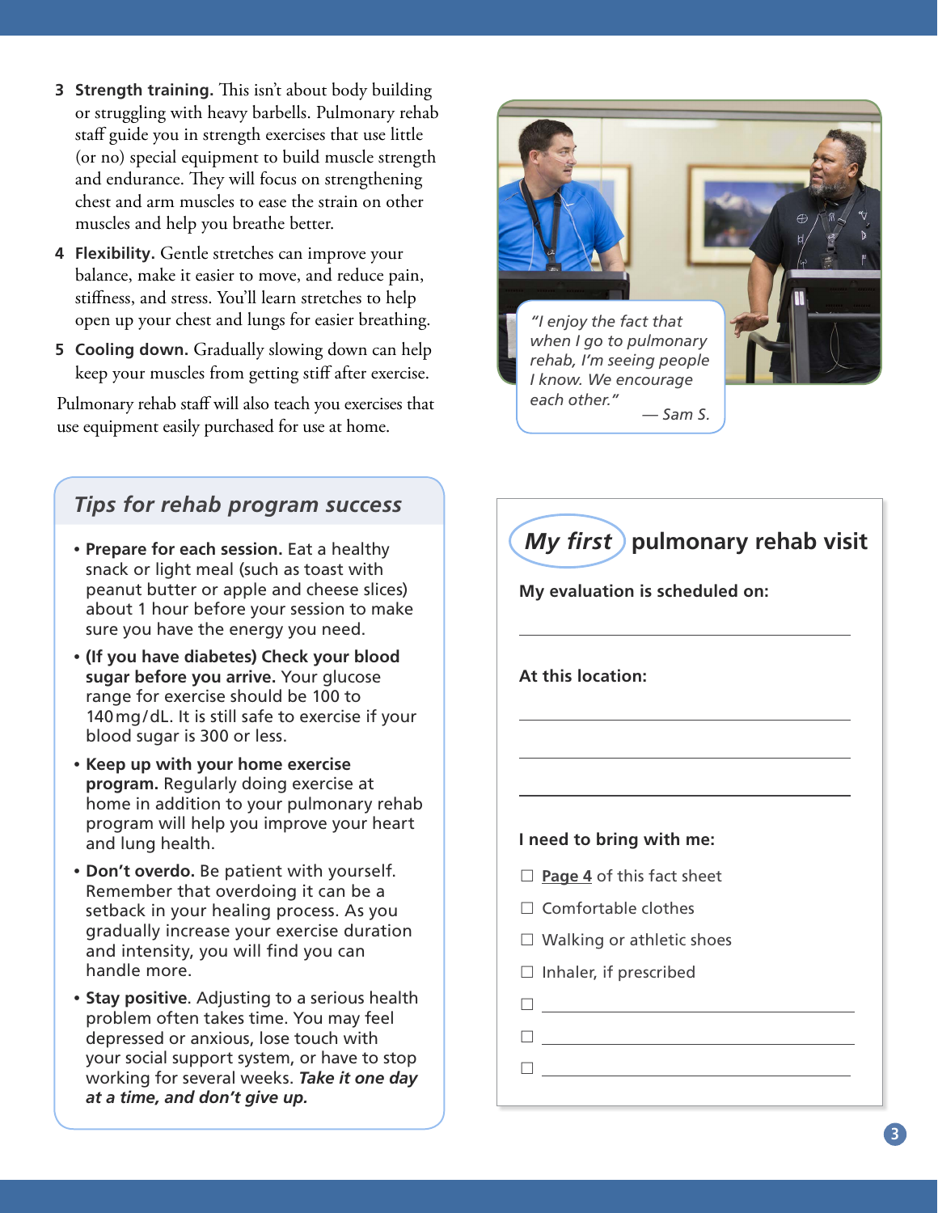3. **Strength training.** This isn't about body building or struggling with heavy barbells. Pulmonary rehab staff guide you in strength exercises that use little (or no) special equipment to build muscle strength and endurance. They will focus on strengthening chest and arm muscles to ease the strain on other muscles and help you breathe better.
4. **Flexibility.** Gentle stretches can improve your balance, make it easier to move, and reduce pain, stiffness, and stress. You'll learn stretches to help open up your chest and lungs for easier breathing.
5. **Cooling down.** Gradually slowing down can help keep your muscles from getting stiff after exercise.

Pulmonary rehab staff will also teach you exercises that use equipment easily purchased for use at home.

*"I enjoy the fact that when I go to pulmonary rehab, I'm seeing people I know. We encourage each other."*
— *Sam S.*

## *Tips for rehab program success*

- **Prepare for each session.** Eat a healthy snack or light meal (such as toast with peanut butter or apple and cheese slices) about 1 hour before your session to make sure you have the energy you need.
- **(If you have diabetes) Check your blood sugar before you arrive.** Your glucose range for exercise should be 100 to 140 mg/dL. It is still safe to exercise if your blood sugar is 300 or less.
- **Keep up with your home exercise program.** Regularly doing exercise at home in addition to your pulmonary rehab program will help you improve your heart and lung health.
- **Don't overdo.** Be patient with yourself. Remember that overdoing it can be a setback in your healing process. As you gradually increase your exercise duration and intensity, you will find you can handle more.
- **Stay positive**. Adjusting to a serious health problem often takes time. You may feel depressed or anxious, lose touch with your social support system, or have to stop working for several weeks. ***Take it one day at a time, and don't give up.***

## *My first* pulmonary rehab visit

**My evaluation is scheduled on:**

______________________________

**At this location:**

______________________________

______________________________

______________________________

**I need to bring with me:**

- ☐ **Page 4** of this fact sheet
- ☐ Comfortable clothes
- ☐ Walking or athletic shoes
- ☐ Inhaler, if prescribed
- ☐ ______________________________
- ☐ ______________________________
- ☐ ______________________________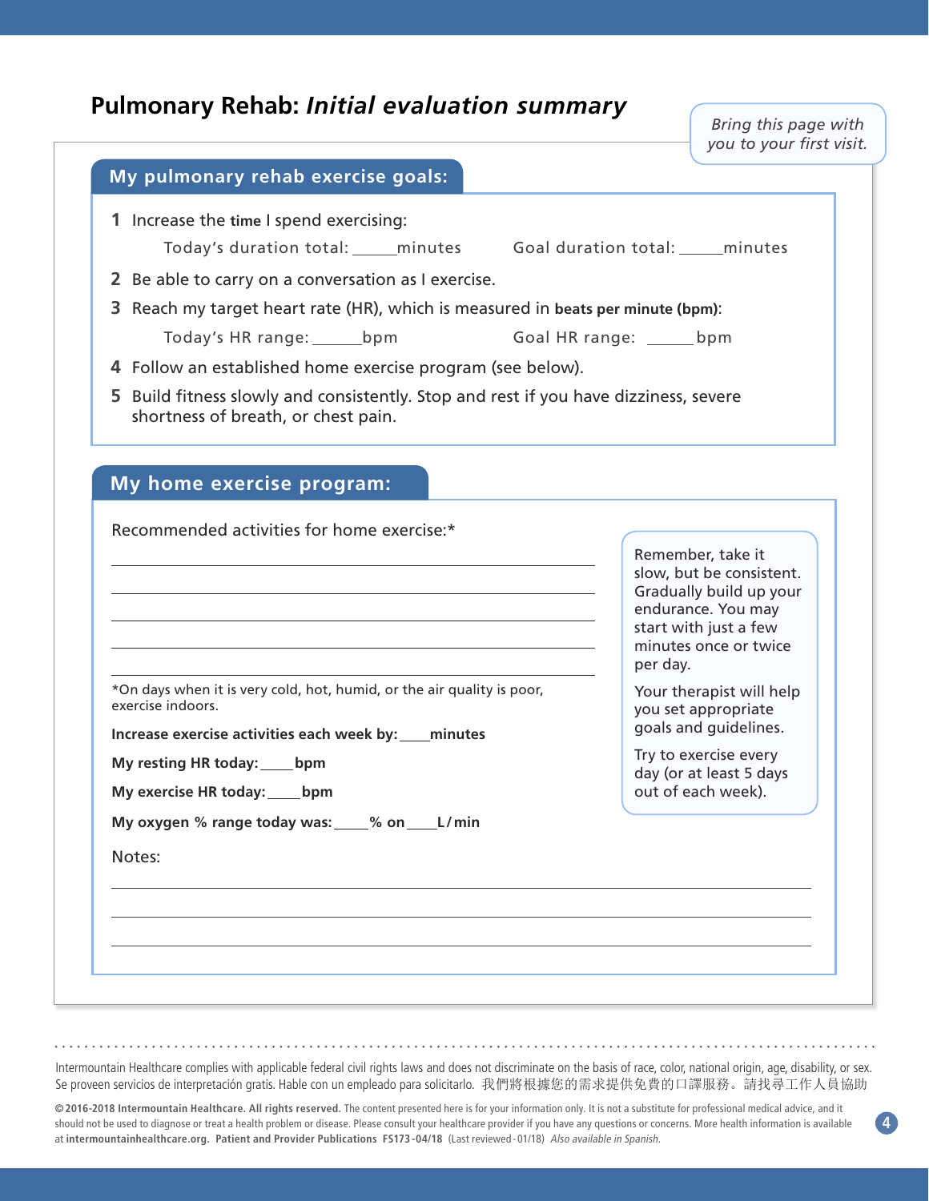# Pulmonary Rehab: *Initial evaluation summary*

*Bring this page with you to your first visit.*

## My pulmonary rehab exercise goals:

1. Increase the **time** I spend exercising:

   Today's duration total: _____minutes     Goal duration total: _____minutes

2. Be able to carry on a conversation as I exercise.
3. Reach my target heart rate (HR), which is measured in **beats per minute (bpm)**:

   Today's HR range: ______bpm     Goal HR range: ______ bpm

4. Follow an established home exercise program (see below).
5. Build fitness slowly and consistently. Stop and rest if you have dizziness, severe shortness of breath, or chest pain.

## My home exercise program:

Recommended activities for home exercise:*

______________________________________________

______________________________________________

______________________________________________

______________________________________________

______________________________________________

*On days when it is very cold, hot, humid, or the air quality is poor, exercise indoors.

**Increase exercise activities each week by:____minutes**

**My resting HR today:____bpm**

**My exercise HR today:____bpm**

**My oxygen % range today was:____% on____L/min**

Notes:

______________________________________________________________

______________________________________________________________

______________________________________________________________

Remember, take it slow, but be consistent. Gradually build up your endurance. You may start with just a few minutes once or twice per day.

Your therapist will help you set appropriate goals and guidelines.

Try to exercise every day (or at least 5 days out of each week).

---

Intermountain Healthcare complies with applicable federal civil rights laws and does not discriminate on the basis of race, color, national origin, age, disability, or sex. Se proveen servicios de interpretación gratis. Hable con un empleado para solicitarlo. 我們將根據您的需求提供免費的口譯服務。請找尋工作人員協助

**© 2016-2018 Intermountain Healthcare. All rights reserved.** The content presented here is for your information only. It is not a substitute for professional medical advice, and it should not be used to diagnose or treat a health problem or disease. Please consult your healthcare provider if you have any questions or concerns. More health information is available at **intermountainhealthcare.org. Patient and Provider Publications FS173-04/18** (Last reviewed-01/18) *Also available in Spanish.*